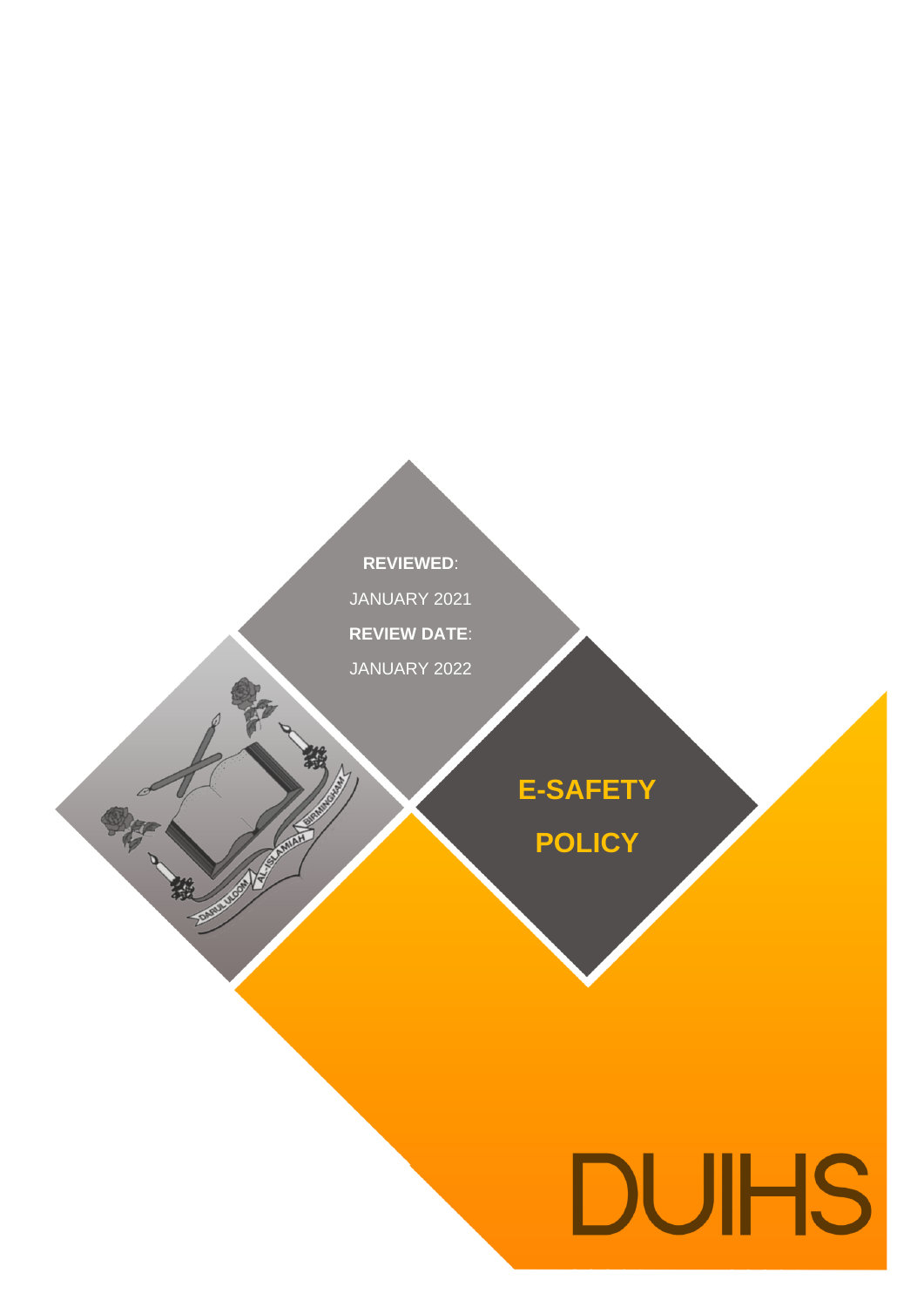**REVIEWED**:

JANUARY 2021

**REVIEW DATE**:

JANUARY 2022

# E-SAFETY POLICY

DUIHS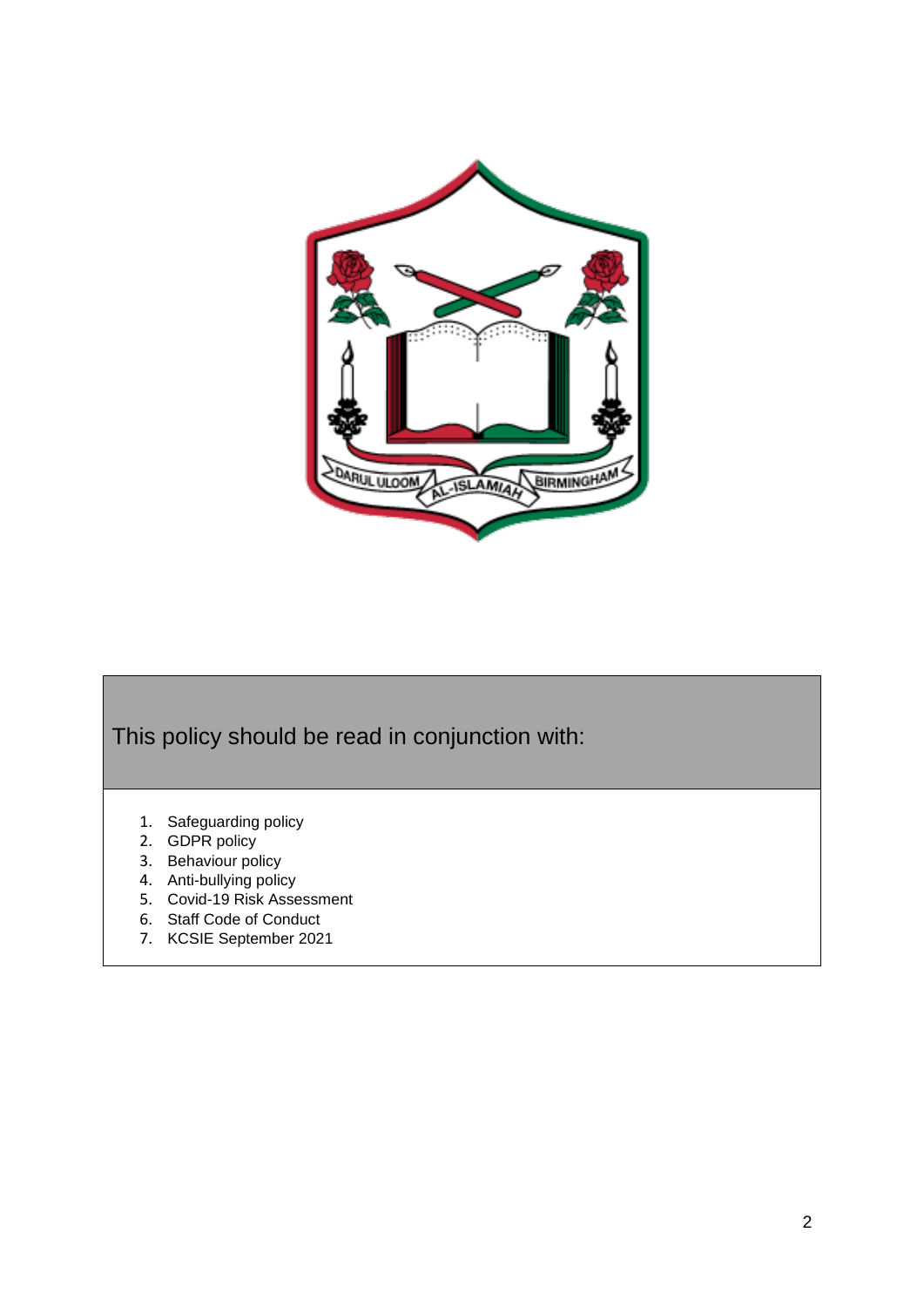This policy should be read in conjunction with:

1. Safeguarding policy
2. GDPR policy
3. Behaviour policy
4. Anti-bullying policy
5. Covid-19 Risk Assessment
6. Staff Code of Conduct
7. KCSIE September 2021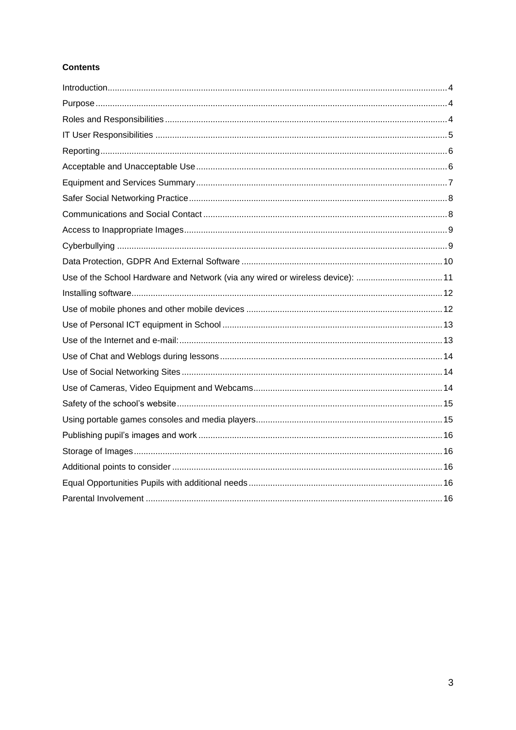**Contents**

| | |
|---|---|
| Introduction | 4 |
| Purpose | 4 |
| Roles and Responsibilities | 4 |
| IT User Responsibilities | 5 |
| Reporting | 6 |
| Acceptable and Unacceptable Use | 6 |
| Equipment and Services Summary | 7 |
| Safer Social Networking Practice | 8 |
| Communications and Social Contact | 8 |
| Access to Inappropriate Images | 9 |
| Cyberbullying | 9 |
| Data Protection, GDPR And External Software | 10 |
| Use of the School Hardware and Network (via any wired or wireless device): | 11 |
| Installing software | 12 |
| Use of mobile phones and other mobile devices | 12 |
| Use of Personal ICT equipment in School | 13 |
| Use of the Internet and e-mail: | 13 |
| Use of Chat and Weblogs during lessons | 14 |
| Use of Social Networking Sites | 14 |
| Use of Cameras, Video Equipment and Webcams | 14 |
| Safety of the school's website | 15 |
| Using portable games consoles and media players | 15 |
| Publishing pupil's images and work | 16 |
| Storage of Images | 16 |
| Additional points to consider | 16 |
| Equal Opportunities Pupils with additional needs | 16 |
| Parental Involvement | 16 |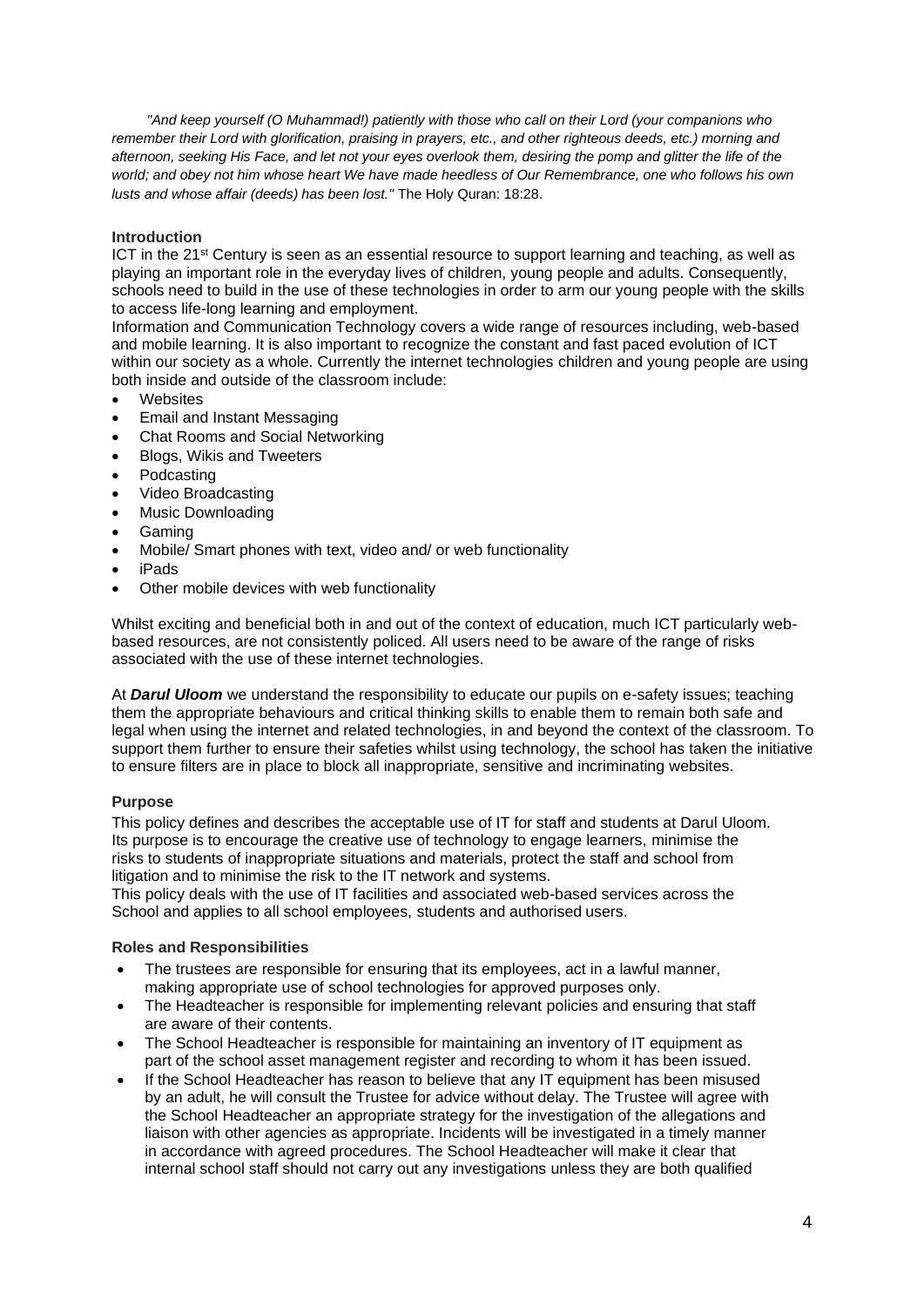*"And keep yourself (O Muhammad!) patiently with those who call on their Lord (your companions who remember their Lord with glorification, praising in prayers, etc., and other righteous deeds, etc.) morning and afternoon, seeking His Face, and let not your eyes overlook them, desiring the pomp and glitter the life of the world; and obey not him whose heart We have made heedless of Our Remembrance, one who follows his own lusts and whose affair (deeds) has been lost."* The Holy Quran: 18:28.

**Introduction**

ICT in the 21st Century is seen as an essential resource to support learning and teaching, as well as playing an important role in the everyday lives of children, young people and adults. Consequently, schools need to build in the use of these technologies in order to arm our young people with the skills to access life-long learning and employment.

Information and Communication Technology covers a wide range of resources including, web-based and mobile learning. It is also important to recognize the constant and fast paced evolution of ICT within our society as a whole. Currently the internet technologies children and young people are using both inside and outside of the classroom include:

- Websites
- Email and Instant Messaging
- Chat Rooms and Social Networking
- Blogs, Wikis and Tweeters
- Podcasting
- Video Broadcasting
- Music Downloading
- Gaming
- Mobile/ Smart phones with text, video and/ or web functionality
- iPads
- Other mobile devices with web functionality

Whilst exciting and beneficial both in and out of the context of education, much ICT particularly web-based resources, are not consistently policed. All users need to be aware of the range of risks associated with the use of these internet technologies.

At ***Darul Uloom*** we understand the responsibility to educate our pupils on e-safety issues; teaching them the appropriate behaviours and critical thinking skills to enable them to remain both safe and legal when using the internet and related technologies, in and beyond the context of the classroom. To support them further to ensure their safeties whilst using technology, the school has taken the initiative to ensure filters are in place to block all inappropriate, sensitive and incriminating websites.

**Purpose**

This policy defines and describes the acceptable use of IT for staff and students at Darul Uloom. Its purpose is to encourage the creative use of technology to engage learners, minimise the risks to students of inappropriate situations and materials, protect the staff and school from litigation and to minimise the risk to the IT network and systems.

This policy deals with the use of IT facilities and associated web-based services across the School and applies to all school employees, students and authorised users.

**Roles and Responsibilities**

- The trustees are responsible for ensuring that its employees, act in a lawful manner, making appropriate use of school technologies for approved purposes only.
- The Headteacher is responsible for implementing relevant policies and ensuring that staff are aware of their contents.
- The School Headteacher is responsible for maintaining an inventory of IT equipment as part of the school asset management register and recording to whom it has been issued.
- If the School Headteacher has reason to believe that any IT equipment has been misused by an adult, he will consult the Trustee for advice without delay. The Trustee will agree with the School Headteacher an appropriate strategy for the investigation of the allegations and liaison with other agencies as appropriate. Incidents will be investigated in a timely manner in accordance with agreed procedures. The School Headteacher will make it clear that internal school staff should not carry out any investigations unless they are both qualified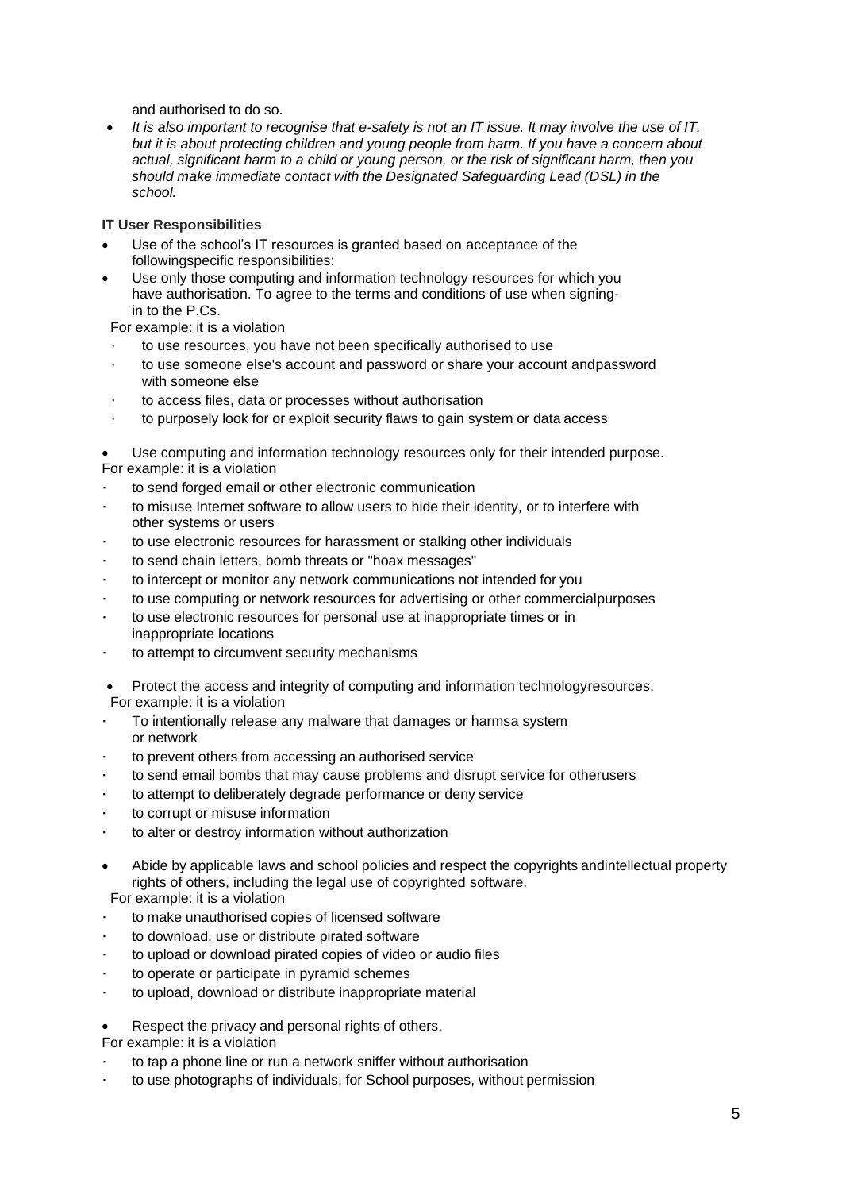and authorised to do so.

- *It is also important to recognise that e-safety is not an IT issue. It may involve the use of IT, but it is about protecting children and young people from harm. If you have a concern about actual, significant harm to a child or young person, or the risk of significant harm, then you should make immediate contact with the Designated Safeguarding Lead (DSL) in the school.*

**IT User Responsibilities**

- Use of the school's IT resources is granted based on acceptance of the followingspecific responsibilities:
- Use only those computing and information technology resources for which you have authorisation. To agree to the terms and conditions of use when signing-in to the P.Cs.

For example: it is a violation

- to use resources, you have not been specifically authorised to use
- to use someone else's account and password or share your account andpassword with someone else
- to access files, data or processes without authorisation
- to purposely look for or exploit security flaws to gain system or data access

- Use computing and information technology resources only for their intended purpose.

For example: it is a violation

- to send forged email or other electronic communication
- to misuse Internet software to allow users to hide their identity, or to interfere with other systems or users
- to use electronic resources for harassment or stalking other individuals
- to send chain letters, bomb threats or "hoax messages"
- to intercept or monitor any network communications not intended for you
- to use computing or network resources for advertising or other commercialpurposes
- to use electronic resources for personal use at inappropriate times or in inappropriate locations
- to attempt to circumvent security mechanisms

- Protect the access and integrity of computing and information technologyresources.

For example: it is a violation

- To intentionally release any malware that damages or harmsa system or network
- to prevent others from accessing an authorised service
- to send email bombs that may cause problems and disrupt service for otherusers
- to attempt to deliberately degrade performance or deny service
- to corrupt or misuse information
- to alter or destroy information without authorization

- Abide by applicable laws and school policies and respect the copyrights andintellectual property rights of others, including the legal use of copyrighted software.

For example: it is a violation

- to make unauthorised copies of licensed software
- to download, use or distribute pirated software
- to upload or download pirated copies of video or audio files
- to operate or participate in pyramid schemes
- to upload, download or distribute inappropriate material

- Respect the privacy and personal rights of others.

For example: it is a violation

- to tap a phone line or run a network sniffer without authorisation
- to use photographs of individuals, for School purposes, without permission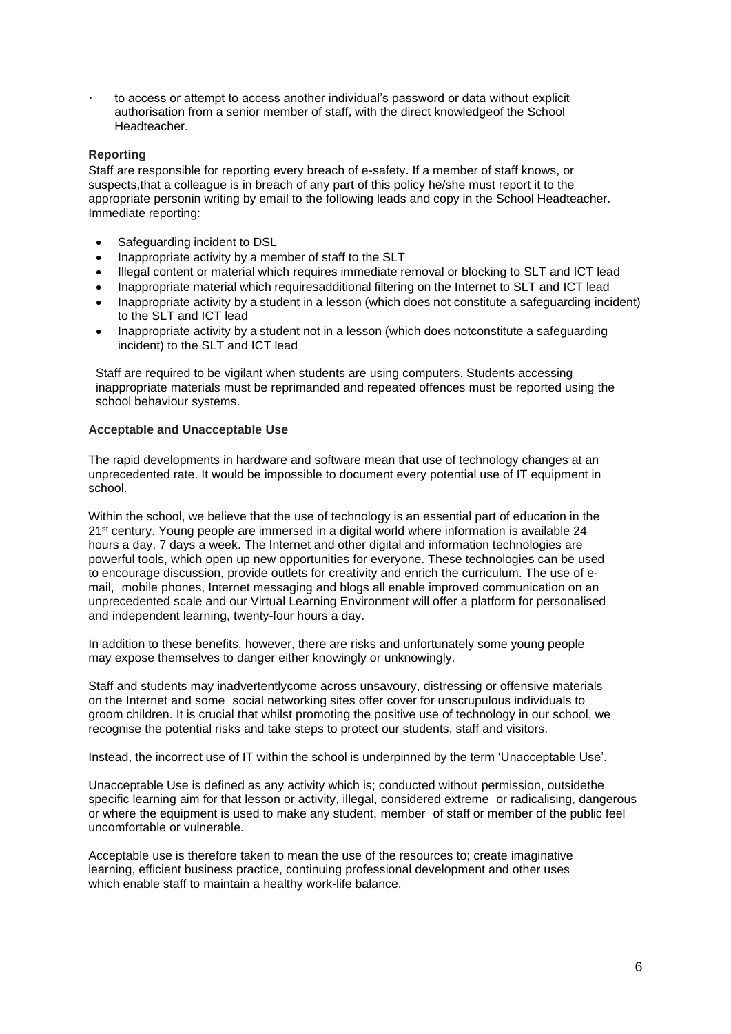- to access or attempt to access another individual's password or data without explicit authorisation from a senior member of staff, with the direct knowledgeof the School Headteacher.

**Reporting**

Staff are responsible for reporting every breach of e-safety. If a member of staff knows, or suspects,that a colleague is in breach of any part of this policy he/she must report it to the appropriate personin writing by email to the following leads and copy in the School Headteacher. Immediate reporting:

- Safeguarding incident to DSL
- Inappropriate activity by a member of staff to the SLT
- Illegal content or material which requires immediate removal or blocking to SLT and ICT lead
- Inappropriate material which requiresadditional filtering on the Internet to SLT and ICT lead
- Inappropriate activity by a student in a lesson (which does not constitute a safeguarding incident) to the SLT and ICT lead
- Inappropriate activity by a student not in a lesson (which does notconstitute a safeguarding incident) to the SLT and ICT lead

Staff are required to be vigilant when students are using computers. Students accessing inappropriate materials must be reprimanded and repeated offences must be reported using the school behaviour systems.

**Acceptable and Unacceptable Use**

The rapid developments in hardware and software mean that use of technology changes at an unprecedented rate. It would be impossible to document every potential use of IT equipment in school.

Within the school, we believe that the use of technology is an essential part of education in the 21st century. Young people are immersed in a digital world where information is available 24 hours a day, 7 days a week. The Internet and other digital and information technologies are powerful tools, which open up new opportunities for everyone. These technologies can be used to encourage discussion, provide outlets for creativity and enrich the curriculum. The use of e-mail, mobile phones, Internet messaging and blogs all enable improved communication on an unprecedented scale and our Virtual Learning Environment will offer a platform for personalised and independent learning, twenty-four hours a day.

In addition to these benefits, however, there are risks and unfortunately some young people may expose themselves to danger either knowingly or unknowingly.

Staff and students may inadvertentlycome across unsavoury, distressing or offensive materials on the Internet and some social networking sites offer cover for unscrupulous individuals to groom children. It is crucial that whilst promoting the positive use of technology in our school, we recognise the potential risks and take steps to protect our students, staff and visitors.

Instead, the incorrect use of IT within the school is underpinned by the term 'Unacceptable Use'.

Unacceptable Use is defined as any activity which is; conducted without permission, outsidethe specific learning aim for that lesson or activity, illegal, considered extreme or radicalising, dangerous or where the equipment is used to make any student, member of staff or member of the public feel uncomfortable or vulnerable.

Acceptable use is therefore taken to mean the use of the resources to; create imaginative learning, efficient business practice, continuing professional development and other uses which enable staff to maintain a healthy work-life balance.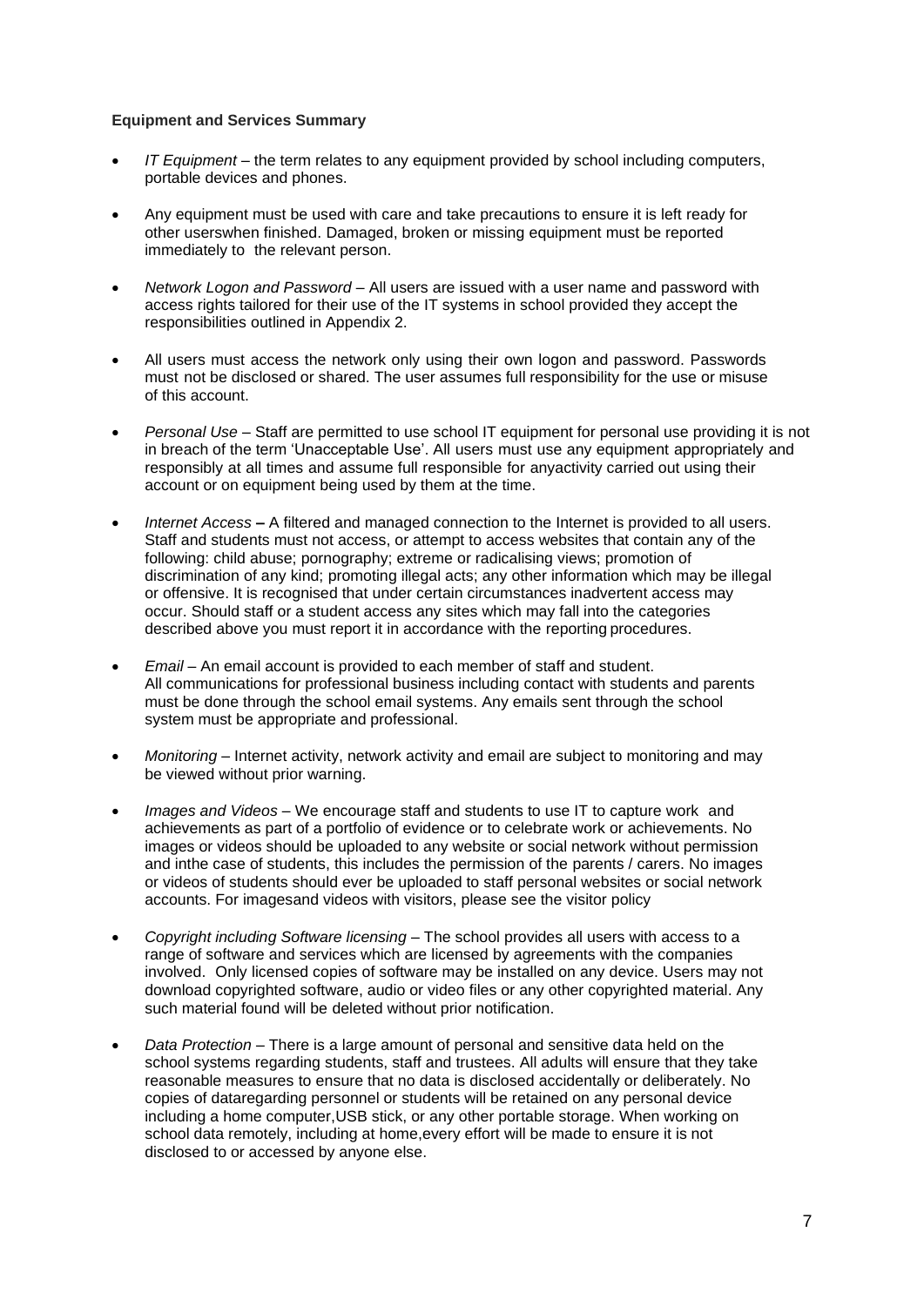**Equipment and Services Summary**

- *IT Equipment* – the term relates to any equipment provided by school including computers, portable devices and phones.

- Any equipment must be used with care and take precautions to ensure it is left ready for other userswhen finished. Damaged, broken or missing equipment must be reported immediately to the relevant person.

- *Network Logon and Password* – All users are issued with a user name and password with access rights tailored for their use of the IT systems in school provided they accept the responsibilities outlined in Appendix 2.

- All users must access the network only using their own logon and password. Passwords must not be disclosed or shared. The user assumes full responsibility for the use or misuse of this account.

- *Personal Use* – Staff are permitted to use school IT equipment for personal use providing it is not in breach of the term 'Unacceptable Use'. All users must use any equipment appropriately and responsibly at all times and assume full responsible for anyactivity carried out using their account or on equipment being used by them at the time.

- *Internet Access* **–** A filtered and managed connection to the Internet is provided to all users. Staff and students must not access, or attempt to access websites that contain any of the following: child abuse; pornography; extreme or radicalising views; promotion of discrimination of any kind; promoting illegal acts; any other information which may be illegal or offensive. It is recognised that under certain circumstances inadvertent access may occur. Should staff or a student access any sites which may fall into the categories described above you must report it in accordance with the reporting procedures.

- *Email* – An email account is provided to each member of staff and student. All communications for professional business including contact with students and parents must be done through the school email systems. Any emails sent through the school system must be appropriate and professional.

- *Monitoring* – Internet activity, network activity and email are subject to monitoring and may be viewed without prior warning.

- *Images and Videos* – We encourage staff and students to use IT to capture work and achievements as part of a portfolio of evidence or to celebrate work or achievements. No images or videos should be uploaded to any website or social network without permission and inthe case of students, this includes the permission of the parents / carers. No images or videos of students should ever be uploaded to staff personal websites or social network accounts. For imagesand videos with visitors, please see the visitor policy

- *Copyright including Software licensing* – The school provides all users with access to a range of software and services which are licensed by agreements with the companies involved. Only licensed copies of software may be installed on any device. Users may not download copyrighted software, audio or video files or any other copyrighted material. Any such material found will be deleted without prior notification.

- *Data Protection* – There is a large amount of personal and sensitive data held on the school systems regarding students, staff and trustees. All adults will ensure that they take reasonable measures to ensure that no data is disclosed accidentally or deliberately. No copies of dataregarding personnel or students will be retained on any personal device including a home computer,USB stick, or any other portable storage. When working on school data remotely, including at home,every effort will be made to ensure it is not disclosed to or accessed by anyone else.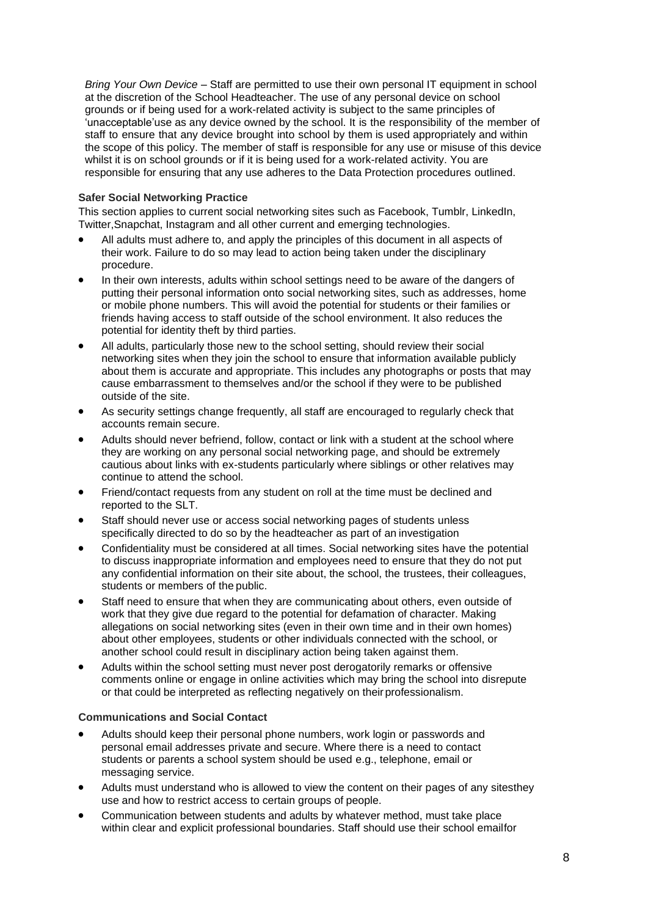*Bring Your Own Device* – Staff are permitted to use their own personal IT equipment in school at the discretion of the School Headteacher. The use of any personal device on school grounds or if being used for a work-related activity is subject to the same principles of 'unacceptable'use as any device owned by the school. It is the responsibility of the member of staff to ensure that any device brought into school by them is used appropriately and within the scope of this policy. The member of staff is responsible for any use or misuse of this device whilst it is on school grounds or if it is being used for a work-related activity. You are responsible for ensuring that any use adheres to the Data Protection procedures outlined.

**Safer Social Networking Practice**

This section applies to current social networking sites such as Facebook, Tumblr, LinkedIn, Twitter,Snapchat, Instagram and all other current and emerging technologies.

- All adults must adhere to, and apply the principles of this document in all aspects of their work. Failure to do so may lead to action being taken under the disciplinary procedure.
- In their own interests, adults within school settings need to be aware of the dangers of putting their personal information onto social networking sites, such as addresses, home or mobile phone numbers. This will avoid the potential for students or their families or friends having access to staff outside of the school environment. It also reduces the potential for identity theft by third parties.
- All adults, particularly those new to the school setting, should review their social networking sites when they join the school to ensure that information available publicly about them is accurate and appropriate. This includes any photographs or posts that may cause embarrassment to themselves and/or the school if they were to be published outside of the site.
- As security settings change frequently, all staff are encouraged to regularly check that accounts remain secure.
- Adults should never befriend, follow, contact or link with a student at the school where they are working on any personal social networking page, and should be extremely cautious about links with ex-students particularly where siblings or other relatives may continue to attend the school.
- Friend/contact requests from any student on roll at the time must be declined and reported to the SLT.
- Staff should never use or access social networking pages of students unless specifically directed to do so by the headteacher as part of an investigation
- Confidentiality must be considered at all times. Social networking sites have the potential to discuss inappropriate information and employees need to ensure that they do not put any confidential information on their site about, the school, the trustees, their colleagues, students or members of the public.
- Staff need to ensure that when they are communicating about others, even outside of work that they give due regard to the potential for defamation of character. Making allegations on social networking sites (even in their own time and in their own homes) about other employees, students or other individuals connected with the school, or another school could result in disciplinary action being taken against them.
- Adults within the school setting must never post derogatorily remarks or offensive comments online or engage in online activities which may bring the school into disrepute or that could be interpreted as reflecting negatively on their professionalism.

**Communications and Social Contact**

- Adults should keep their personal phone numbers, work login or passwords and personal email addresses private and secure. Where there is a need to contact students or parents a school system should be used e.g., telephone, email or messaging service.
- Adults must understand who is allowed to view the content on their pages of any sitesthey use and how to restrict access to certain groups of people.
- Communication between students and adults by whatever method, must take place within clear and explicit professional boundaries. Staff should use their school emailfor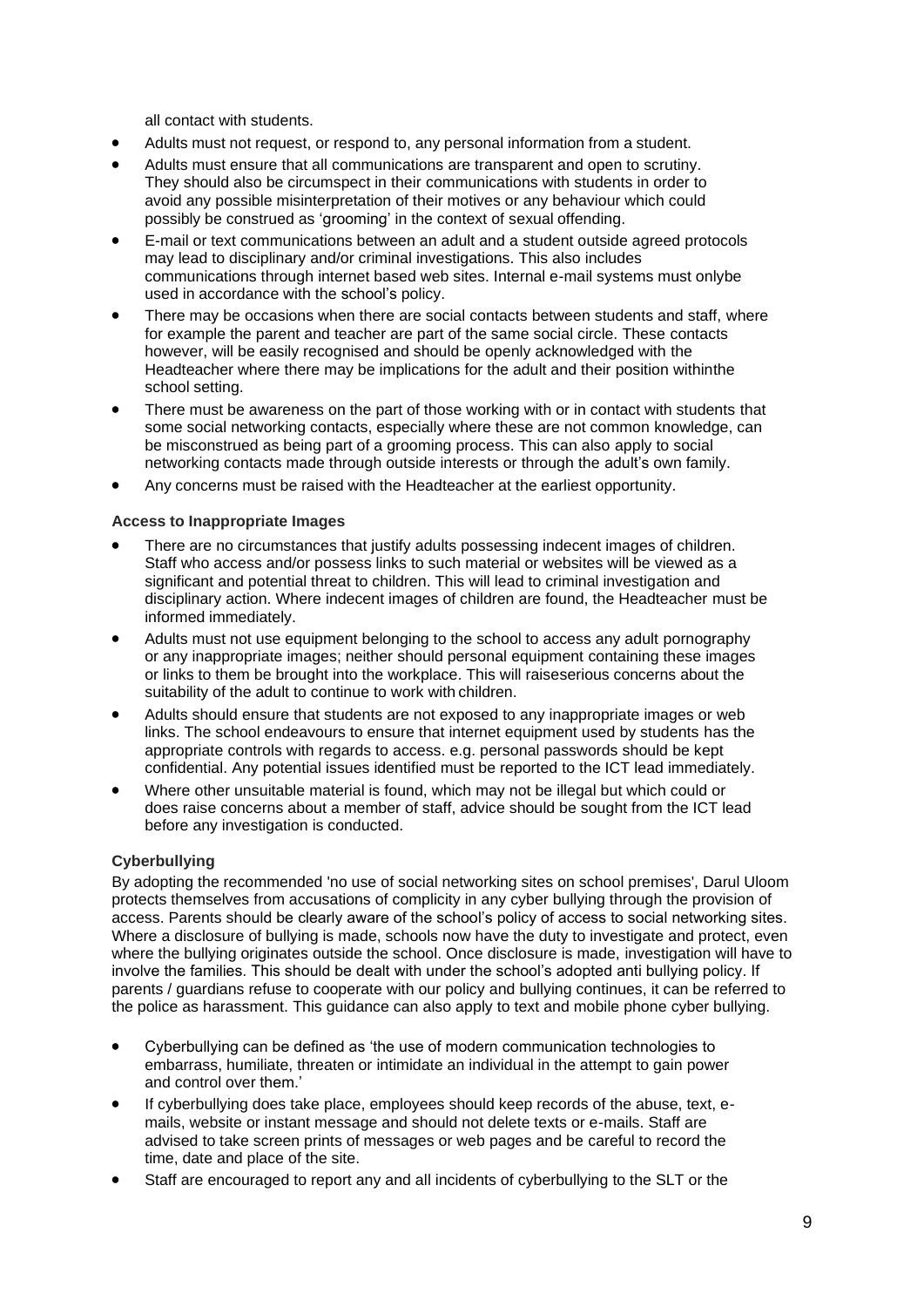all contact with students.

- Adults must not request, or respond to, any personal information from a student.
- Adults must ensure that all communications are transparent and open to scrutiny. They should also be circumspect in their communications with students in order to avoid any possible misinterpretation of their motives or any behaviour which could possibly be construed as 'grooming' in the context of sexual offending.
- E-mail or text communications between an adult and a student outside agreed protocols may lead to disciplinary and/or criminal investigations. This also includes communications through internet based web sites. Internal e-mail systems must onlybe used in accordance with the school's policy.
- There may be occasions when there are social contacts between students and staff, where for example the parent and teacher are part of the same social circle. These contacts however, will be easily recognised and should be openly acknowledged with the Headteacher where there may be implications for the adult and their position withinthe school setting.
- There must be awareness on the part of those working with or in contact with students that some social networking contacts, especially where these are not common knowledge, can be misconstrued as being part of a grooming process. This can also apply to social networking contacts made through outside interests or through the adult's own family.
- Any concerns must be raised with the Headteacher at the earliest opportunity.

**Access to Inappropriate Images**

- There are no circumstances that justify adults possessing indecent images of children. Staff who access and/or possess links to such material or websites will be viewed as a significant and potential threat to children. This will lead to criminal investigation and disciplinary action. Where indecent images of children are found, the Headteacher must be informed immediately.
- Adults must not use equipment belonging to the school to access any adult pornography or any inappropriate images; neither should personal equipment containing these images or links to them be brought into the workplace. This will raiseserious concerns about the suitability of the adult to continue to work with children.
- Adults should ensure that students are not exposed to any inappropriate images or web links. The school endeavours to ensure that internet equipment used by students has the appropriate controls with regards to access. e.g. personal passwords should be kept confidential. Any potential issues identified must be reported to the ICT lead immediately.
- Where other unsuitable material is found, which may not be illegal but which could or does raise concerns about a member of staff, advice should be sought from the ICT lead before any investigation is conducted.

**Cyberbullying**

By adopting the recommended 'no use of social networking sites on school premises', Darul Uloom protects themselves from accusations of complicity in any cyber bullying through the provision of access. Parents should be clearly aware of the school's policy of access to social networking sites. Where a disclosure of bullying is made, schools now have the duty to investigate and protect, even where the bullying originates outside the school. Once disclosure is made, investigation will have to involve the families. This should be dealt with under the school's adopted anti bullying policy. If parents / guardians refuse to cooperate with our policy and bullying continues, it can be referred to the police as harassment. This guidance can also apply to text and mobile phone cyber bullying.

- Cyberbullying can be defined as 'the use of modern communication technologies to embarrass, humiliate, threaten or intimidate an individual in the attempt to gain power and control over them.'
- If cyberbullying does take place, employees should keep records of the abuse, text, e-mails, website or instant message and should not delete texts or e-mails. Staff are advised to take screen prints of messages or web pages and be careful to record the time, date and place of the site.
- Staff are encouraged to report any and all incidents of cyberbullying to the SLT or the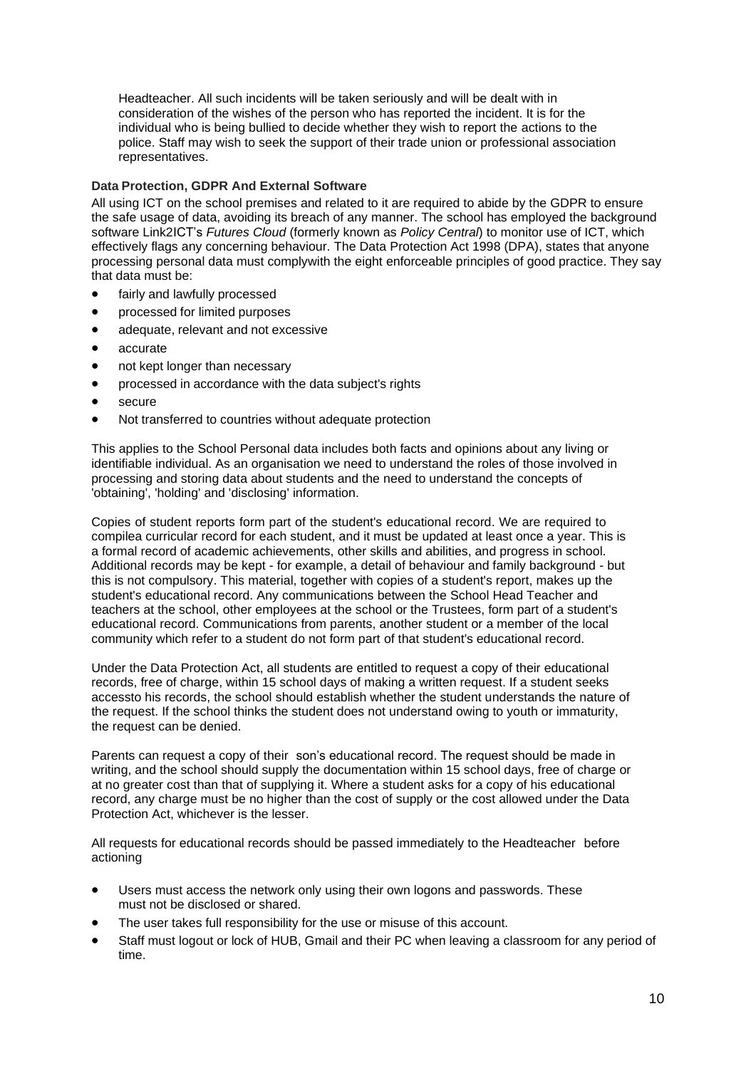Headteacher. All such incidents will be taken seriously and will be dealt with in consideration of the wishes of the person who has reported the incident. It is for the individual who is being bullied to decide whether they wish to report the actions to the police. Staff may wish to seek the support of their trade union or professional association representatives.

**Data Protection, GDPR And External Software**

All using ICT on the school premises and related to it are required to abide by the GDPR to ensure the safe usage of data, avoiding its breach of any manner. The school has employed the background software Link2ICT's *Futures Cloud* (formerly known as *Policy Central*) to monitor use of ICT, which effectively flags any concerning behaviour. The Data Protection Act 1998 (DPA), states that anyone processing personal data must complywith the eight enforceable principles of good practice. They say that data must be:

- fairly and lawfully processed
- processed for limited purposes
- adequate, relevant and not excessive
- accurate
- not kept longer than necessary
- processed in accordance with the data subject's rights
- secure
- Not transferred to countries without adequate protection

This applies to the School Personal data includes both facts and opinions about any living or identifiable individual. As an organisation we need to understand the roles of those involved in processing and storing data about students and the need to understand the concepts of 'obtaining', 'holding' and 'disclosing' information.

Copies of student reports form part of the student's educational record. We are required to compilea curricular record for each student, and it must be updated at least once a year. This is a formal record of academic achievements, other skills and abilities, and progress in school. Additional records may be kept - for example, a detail of behaviour and family background - but this is not compulsory. This material, together with copies of a student's report, makes up the student's educational record. Any communications between the School Head Teacher and teachers at the school, other employees at the school or the Trustees, form part of a student's educational record. Communications from parents, another student or a member of the local community which refer to a student do not form part of that student's educational record.

Under the Data Protection Act, all students are entitled to request a copy of their educational records, free of charge, within 15 school days of making a written request. If a student seeks accessto his records, the school should establish whether the student understands the nature of the request. If the school thinks the student does not understand owing to youth or immaturity, the request can be denied.

Parents can request a copy of their son's educational record. The request should be made in writing, and the school should supply the documentation within 15 school days, free of charge or at no greater cost than that of supplying it. Where a student asks for a copy of his educational record, any charge must be no higher than the cost of supply or the cost allowed under the Data Protection Act, whichever is the lesser.

All requests for educational records should be passed immediately to the Headteacher before actioning

- Users must access the network only using their own logons and passwords. These must not be disclosed or shared.
- The user takes full responsibility for the use or misuse of this account.
- Staff must logout or lock of HUB, Gmail and their PC when leaving a classroom for any period of time.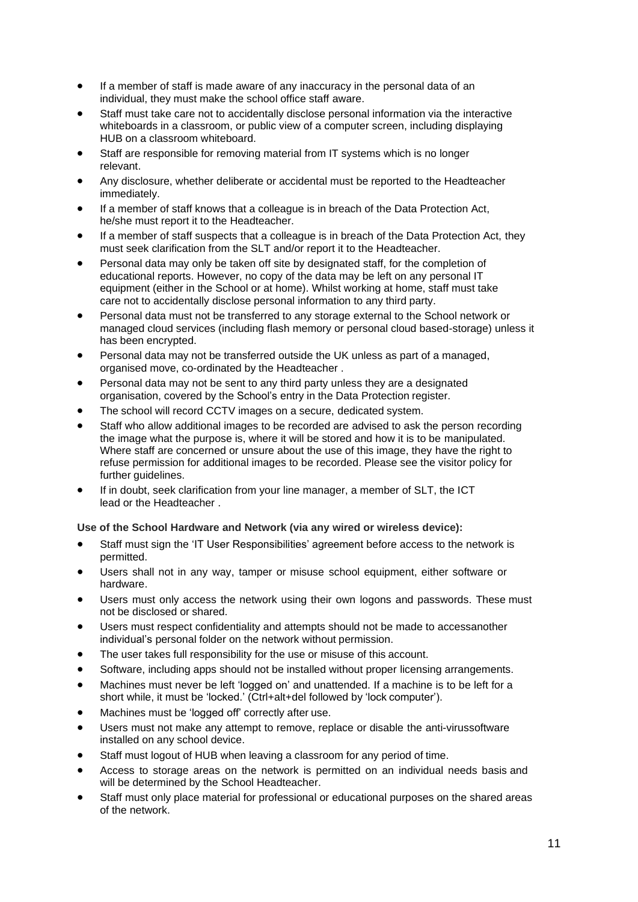- If a member of staff is made aware of any inaccuracy in the personal data of an individual, they must make the school office staff aware.
- Staff must take care not to accidentally disclose personal information via the interactive whiteboards in a classroom, or public view of a computer screen, including displaying HUB on a classroom whiteboard.
- Staff are responsible for removing material from IT systems which is no longer relevant.
- Any disclosure, whether deliberate or accidental must be reported to the Headteacher immediately.
- If a member of staff knows that a colleague is in breach of the Data Protection Act, he/she must report it to the Headteacher.
- If a member of staff suspects that a colleague is in breach of the Data Protection Act, they must seek clarification from the SLT and/or report it to the Headteacher.
- Personal data may only be taken off site by designated staff, for the completion of educational reports. However, no copy of the data may be left on any personal IT equipment (either in the School or at home). Whilst working at home, staff must take care not to accidentally disclose personal information to any third party.
- Personal data must not be transferred to any storage external to the School network or managed cloud services (including flash memory or personal cloud based-storage) unless it has been encrypted.
- Personal data may not be transferred outside the UK unless as part of a managed, organised move, co-ordinated by the Headteacher .
- Personal data may not be sent to any third party unless they are a designated organisation, covered by the School's entry in the Data Protection register.
- The school will record CCTV images on a secure, dedicated system.
- Staff who allow additional images to be recorded are advised to ask the person recording the image what the purpose is, where it will be stored and how it is to be manipulated. Where staff are concerned or unsure about the use of this image, they have the right to refuse permission for additional images to be recorded. Please see the visitor policy for further guidelines.
- If in doubt, seek clarification from your line manager, a member of SLT, the ICT lead or the Headteacher .

**Use of the School Hardware and Network (via any wired or wireless device):**

- Staff must sign the 'IT User Responsibilities' agreement before access to the network is permitted.
- Users shall not in any way, tamper or misuse school equipment, either software or hardware.
- Users must only access the network using their own logons and passwords. These must not be disclosed or shared.
- Users must respect confidentiality and attempts should not be made to accessanother individual's personal folder on the network without permission.
- The user takes full responsibility for the use or misuse of this account.
- Software, including apps should not be installed without proper licensing arrangements.
- Machines must never be left 'logged on' and unattended. If a machine is to be left for a short while, it must be 'locked.' (Ctrl+alt+del followed by 'lock computer').
- Machines must be 'logged off' correctly after use.
- Users must not make any attempt to remove, replace or disable the anti-virussoftware installed on any school device.
- Staff must logout of HUB when leaving a classroom for any period of time.
- Access to storage areas on the network is permitted on an individual needs basis and will be determined by the School Headteacher.
- Staff must only place material for professional or educational purposes on the shared areas of the network.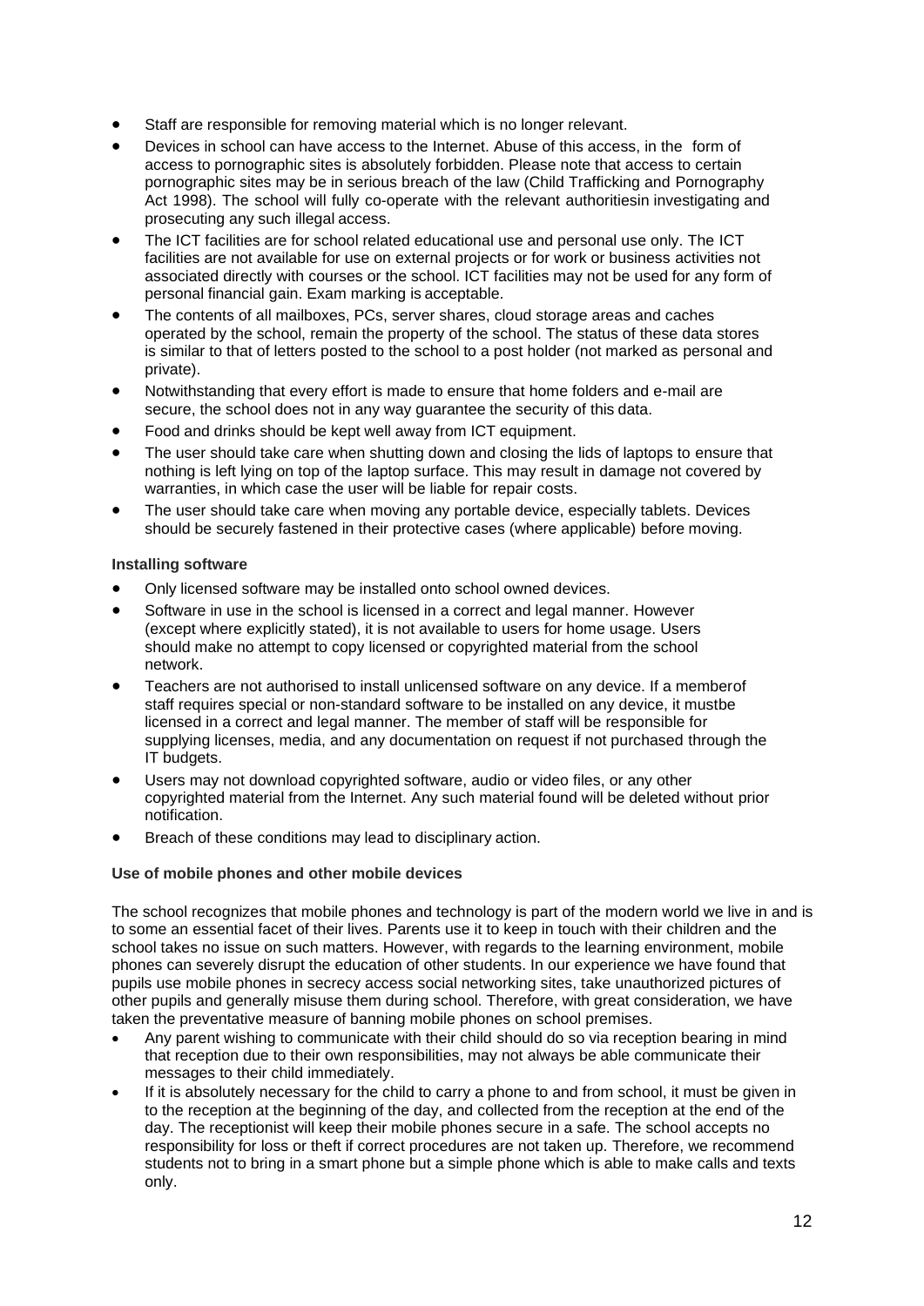- Staff are responsible for removing material which is no longer relevant.
- Devices in school can have access to the Internet. Abuse of this access, in the form of access to pornographic sites is absolutely forbidden. Please note that access to certain pornographic sites may be in serious breach of the law (Child Trafficking and Pornography Act 1998). The school will fully co-operate with the relevant authoritiesin investigating and prosecuting any such illegal access.
- The ICT facilities are for school related educational use and personal use only. The ICT facilities are not available for use on external projects or for work or business activities not associated directly with courses or the school. ICT facilities may not be used for any form of personal financial gain. Exam marking is acceptable.
- The contents of all mailboxes, PCs, server shares, cloud storage areas and caches operated by the school, remain the property of the school. The status of these data stores is similar to that of letters posted to the school to a post holder (not marked as personal and private).
- Notwithstanding that every effort is made to ensure that home folders and e-mail are secure, the school does not in any way guarantee the security of this data.
- Food and drinks should be kept well away from ICT equipment.
- The user should take care when shutting down and closing the lids of laptops to ensure that nothing is left lying on top of the laptop surface. This may result in damage not covered by warranties, in which case the user will be liable for repair costs.
- The user should take care when moving any portable device, especially tablets. Devices should be securely fastened in their protective cases (where applicable) before moving.

**Installing software**

- Only licensed software may be installed onto school owned devices.
- Software in use in the school is licensed in a correct and legal manner. However (except where explicitly stated), it is not available to users for home usage. Users should make no attempt to copy licensed or copyrighted material from the school network.
- Teachers are not authorised to install unlicensed software on any device. If a memberof staff requires special or non-standard software to be installed on any device, it mustbe licensed in a correct and legal manner. The member of staff will be responsible for supplying licenses, media, and any documentation on request if not purchased through the IT budgets.
- Users may not download copyrighted software, audio or video files, or any other copyrighted material from the Internet. Any such material found will be deleted without prior notification.
- Breach of these conditions may lead to disciplinary action.

**Use of mobile phones and other mobile devices**

The school recognizes that mobile phones and technology is part of the modern world we live in and is to some an essential facet of their lives. Parents use it to keep in touch with their children and the school takes no issue on such matters. However, with regards to the learning environment, mobile phones can severely disrupt the education of other students. In our experience we have found that pupils use mobile phones in secrecy access social networking sites, take unauthorized pictures of other pupils and generally misuse them during school. Therefore, with great consideration, we have taken the preventative measure of banning mobile phones on school premises.

- Any parent wishing to communicate with their child should do so via reception bearing in mind that reception due to their own responsibilities, may not always be able communicate their messages to their child immediately.
- If it is absolutely necessary for the child to carry a phone to and from school, it must be given in to the reception at the beginning of the day, and collected from the reception at the end of the day. The receptionist will keep their mobile phones secure in a safe. The school accepts no responsibility for loss or theft if correct procedures are not taken up. Therefore, we recommend students not to bring in a smart phone but a simple phone which is able to make calls and texts only.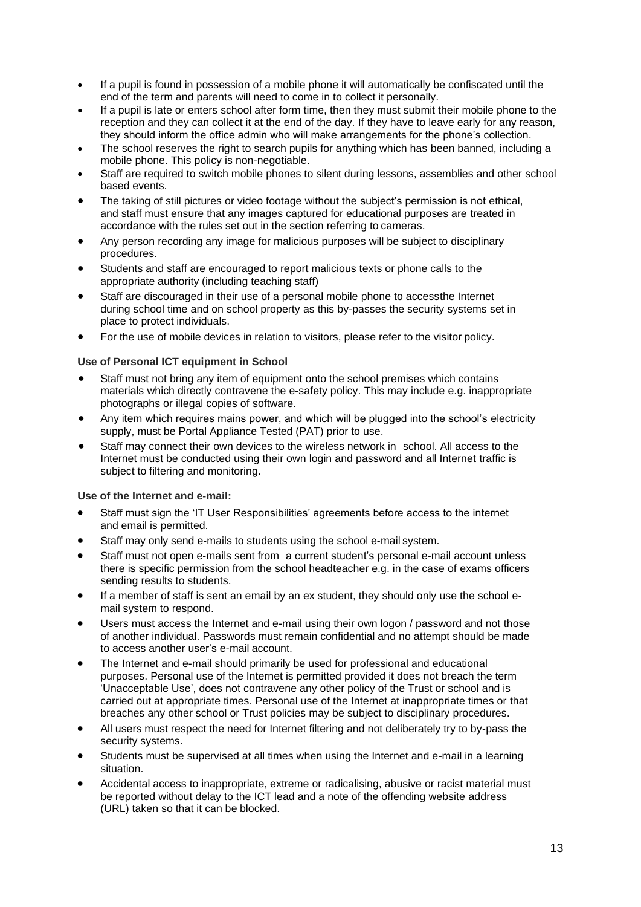- If a pupil is found in possession of a mobile phone it will automatically be confiscated until the end of the term and parents will need to come in to collect it personally.
- If a pupil is late or enters school after form time, then they must submit their mobile phone to the reception and they can collect it at the end of the day. If they have to leave early for any reason, they should inform the office admin who will make arrangements for the phone's collection.
- The school reserves the right to search pupils for anything which has been banned, including a mobile phone. This policy is non-negotiable.
- Staff are required to switch mobile phones to silent during lessons, assemblies and other school based events.
- The taking of still pictures or video footage without the subject's permission is not ethical, and staff must ensure that any images captured for educational purposes are treated in accordance with the rules set out in the section referring to cameras.
- Any person recording any image for malicious purposes will be subject to disciplinary procedures.
- Students and staff are encouraged to report malicious texts or phone calls to the appropriate authority (including teaching staff)
- Staff are discouraged in their use of a personal mobile phone to accessthe Internet during school time and on school property as this by-passes the security systems set in place to protect individuals.
- For the use of mobile devices in relation to visitors, please refer to the visitor policy.

**Use of Personal ICT equipment in School**

- Staff must not bring any item of equipment onto the school premises which contains materials which directly contravene the e-safety policy. This may include e.g. inappropriate photographs or illegal copies of software.
- Any item which requires mains power, and which will be plugged into the school's electricity supply, must be Portal Appliance Tested (PAT) prior to use.
- Staff may connect their own devices to the wireless network in school. All access to the Internet must be conducted using their own login and password and all Internet traffic is subject to filtering and monitoring.

**Use of the Internet and e-mail:**

- Staff must sign the 'IT User Responsibilities' agreements before access to the internet and email is permitted.
- Staff may only send e-mails to students using the school e-mail system.
- Staff must not open e-mails sent from a current student's personal e-mail account unless there is specific permission from the school headteacher e.g. in the case of exams officers sending results to students.
- If a member of staff is sent an email by an ex student, they should only use the school e-mail system to respond.
- Users must access the Internet and e-mail using their own logon / password and not those of another individual. Passwords must remain confidential and no attempt should be made to access another user's e-mail account.
- The Internet and e-mail should primarily be used for professional and educational purposes. Personal use of the Internet is permitted provided it does not breach the term 'Unacceptable Use', does not contravene any other policy of the Trust or school and is carried out at appropriate times. Personal use of the Internet at inappropriate times or that breaches any other school or Trust policies may be subject to disciplinary procedures.
- All users must respect the need for Internet filtering and not deliberately try to by-pass the security systems.
- Students must be supervised at all times when using the Internet and e-mail in a learning situation.
- Accidental access to inappropriate, extreme or radicalising, abusive or racist material must be reported without delay to the ICT lead and a note of the offending website address (URL) taken so that it can be blocked.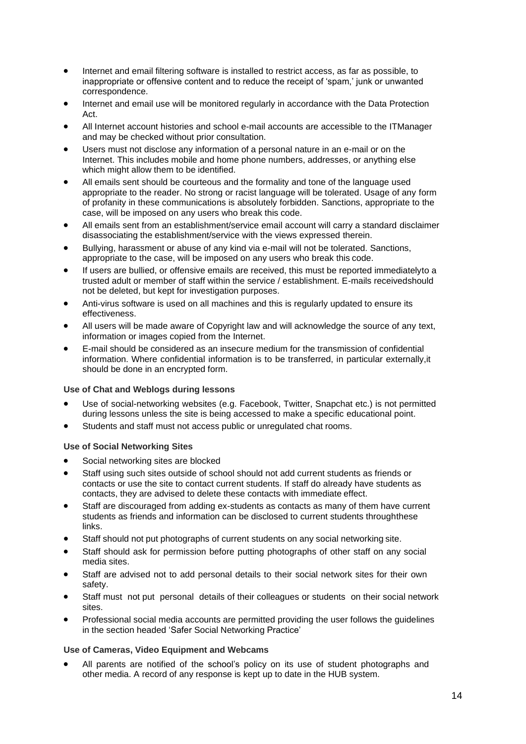- Internet and email filtering software is installed to restrict access, as far as possible, to inappropriate or offensive content and to reduce the receipt of 'spam,' junk or unwanted correspondence.
- Internet and email use will be monitored regularly in accordance with the Data Protection Act.
- All Internet account histories and school e-mail accounts are accessible to the ITManager and may be checked without prior consultation.
- Users must not disclose any information of a personal nature in an e-mail or on the Internet. This includes mobile and home phone numbers, addresses, or anything else which might allow them to be identified.
- All emails sent should be courteous and the formality and tone of the language used appropriate to the reader. No strong or racist language will be tolerated. Usage of any form of profanity in these communications is absolutely forbidden. Sanctions, appropriate to the case, will be imposed on any users who break this code.
- All emails sent from an establishment/service email account will carry a standard disclaimer disassociating the establishment/service with the views expressed therein.
- Bullying, harassment or abuse of any kind via e-mail will not be tolerated. Sanctions, appropriate to the case, will be imposed on any users who break this code.
- If users are bullied, or offensive emails are received, this must be reported immediatelyto a trusted adult or member of staff within the service / establishment. E-mails receivedshould not be deleted, but kept for investigation purposes.
- Anti-virus software is used on all machines and this is regularly updated to ensure its effectiveness.
- All users will be made aware of Copyright law and will acknowledge the source of any text, information or images copied from the Internet.
- E-mail should be considered as an insecure medium for the transmission of confidential information. Where confidential information is to be transferred, in particular externally,it should be done in an encrypted form.

**Use of Chat and Weblogs during lessons**

- Use of social-networking websites (e.g. Facebook, Twitter, Snapchat etc.) is not permitted during lessons unless the site is being accessed to make a specific educational point.
- Students and staff must not access public or unregulated chat rooms.

**Use of Social Networking Sites**

- Social networking sites are blocked
- Staff using such sites outside of school should not add current students as friends or contacts or use the site to contact current students. If staff do already have students as contacts, they are advised to delete these contacts with immediate effect.
- Staff are discouraged from adding ex-students as contacts as many of them have current students as friends and information can be disclosed to current students throughthese links.
- Staff should not put photographs of current students on any social networking site.
- Staff should ask for permission before putting photographs of other staff on any social media sites.
- Staff are advised not to add personal details to their social network sites for their own safety.
- Staff must not put personal details of their colleagues or students on their social network sites.
- Professional social media accounts are permitted providing the user follows the guidelines in the section headed 'Safer Social Networking Practice'

**Use of Cameras, Video Equipment and Webcams**

- All parents are notified of the school's policy on its use of student photographs and other media. A record of any response is kept up to date in the HUB system.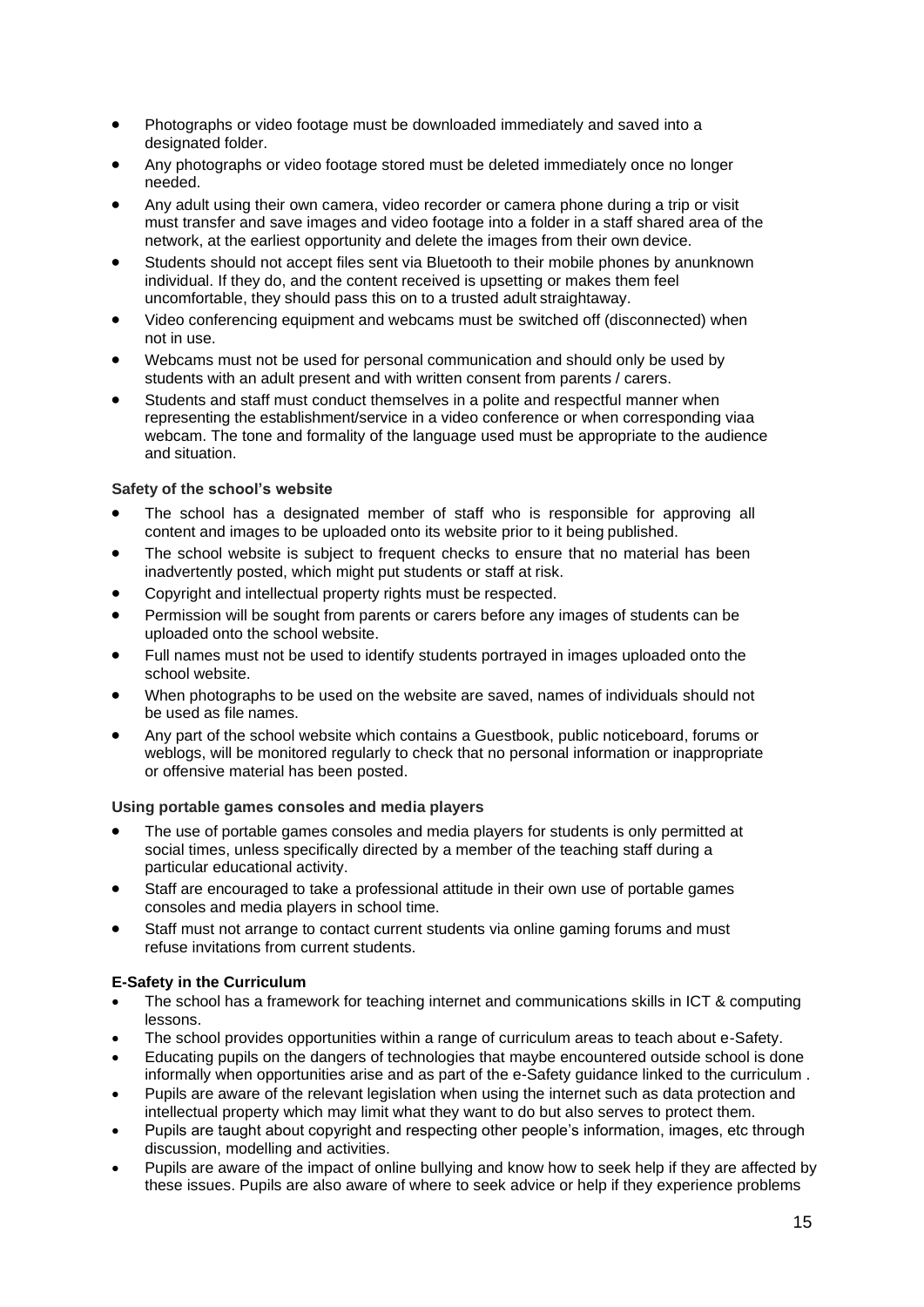- Photographs or video footage must be downloaded immediately and saved into a designated folder.
- Any photographs or video footage stored must be deleted immediately once no longer needed.
- Any adult using their own camera, video recorder or camera phone during a trip or visit must transfer and save images and video footage into a folder in a staff shared area of the network, at the earliest opportunity and delete the images from their own device.
- Students should not accept files sent via Bluetooth to their mobile phones by anunknown individual. If they do, and the content received is upsetting or makes them feel uncomfortable, they should pass this on to a trusted adult straightaway.
- Video conferencing equipment and webcams must be switched off (disconnected) when not in use.
- Webcams must not be used for personal communication and should only be used by students with an adult present and with written consent from parents / carers.
- Students and staff must conduct themselves in a polite and respectful manner when representing the establishment/service in a video conference or when corresponding viaa webcam. The tone and formality of the language used must be appropriate to the audience and situation.

**Safety of the school's website**

- The school has a designated member of staff who is responsible for approving all content and images to be uploaded onto its website prior to it being published.
- The school website is subject to frequent checks to ensure that no material has been inadvertently posted, which might put students or staff at risk.
- Copyright and intellectual property rights must be respected.
- Permission will be sought from parents or carers before any images of students can be uploaded onto the school website.
- Full names must not be used to identify students portrayed in images uploaded onto the school website.
- When photographs to be used on the website are saved, names of individuals should not be used as file names.
- Any part of the school website which contains a Guestbook, public noticeboard, forums or weblogs, will be monitored regularly to check that no personal information or inappropriate or offensive material has been posted.

**Using portable games consoles and media players**

- The use of portable games consoles and media players for students is only permitted at social times, unless specifically directed by a member of the teaching staff during a particular educational activity.
- Staff are encouraged to take a professional attitude in their own use of portable games consoles and media players in school time.
- Staff must not arrange to contact current students via online gaming forums and must refuse invitations from current students.

**E-Safety in the Curriculum**

- The school has a framework for teaching internet and communications skills in ICT & computing lessons.
- The school provides opportunities within a range of curriculum areas to teach about e-Safety.
- Educating pupils on the dangers of technologies that maybe encountered outside school is done informally when opportunities arise and as part of the e-Safety guidance linked to the curriculum .
- Pupils are aware of the relevant legislation when using the internet such as data protection and intellectual property which may limit what they want to do but also serves to protect them.
- Pupils are taught about copyright and respecting other people's information, images, etc through discussion, modelling and activities.
- Pupils are aware of the impact of online bullying and know how to seek help if they are affected by these issues. Pupils are also aware of where to seek advice or help if they experience problems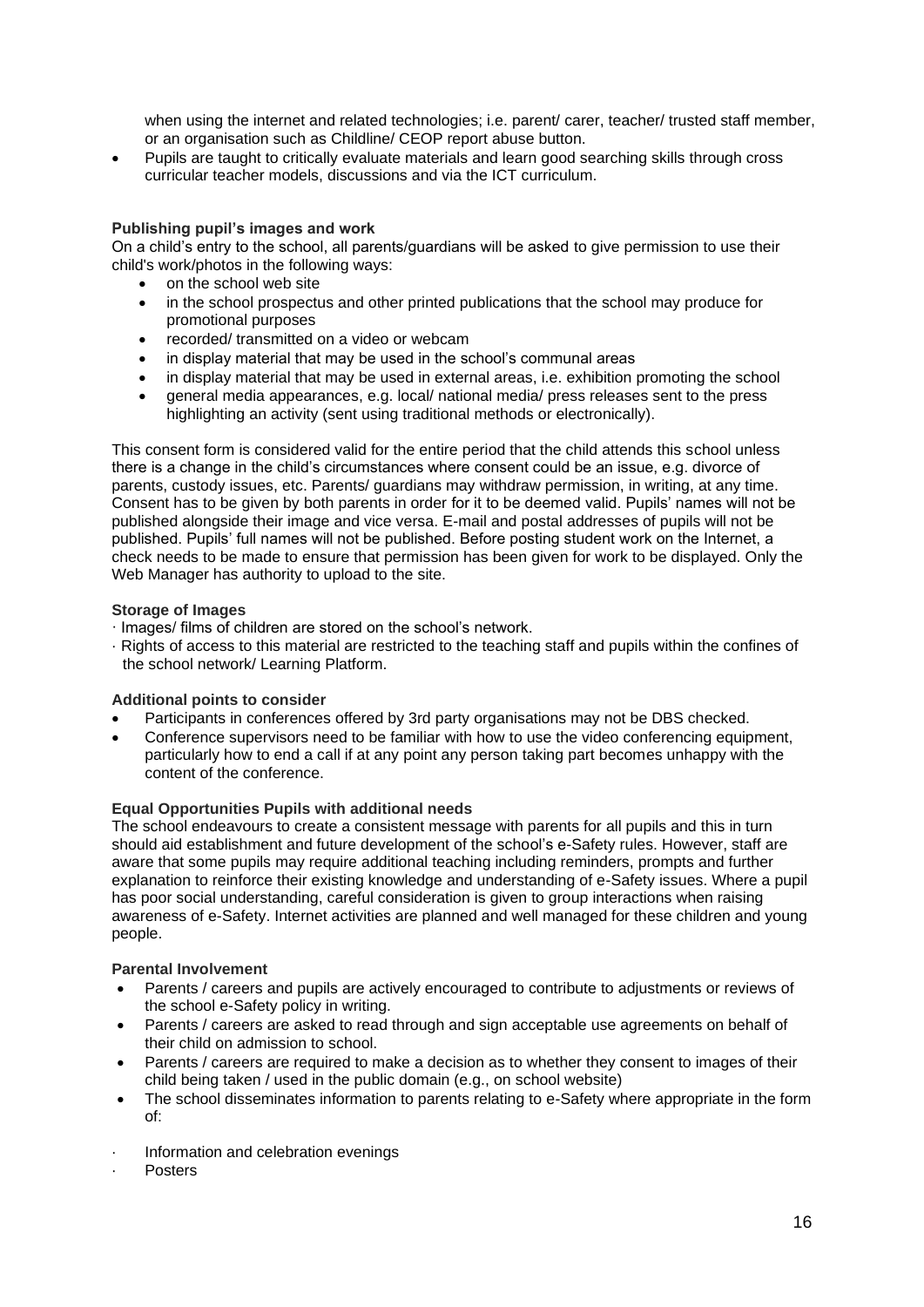when using the internet and related technologies; i.e. parent/ carer, teacher/ trusted staff member, or an organisation such as Childline/ CEOP report abuse button.

- Pupils are taught to critically evaluate materials and learn good searching skills through cross curricular teacher models, discussions and via the ICT curriculum.

**Publishing pupil's images and work**

On a child's entry to the school, all parents/guardians will be asked to give permission to use their child's work/photos in the following ways:

- on the school web site
- in the school prospectus and other printed publications that the school may produce for promotional purposes
- recorded/ transmitted on a video or webcam
- in display material that may be used in the school's communal areas
- in display material that may be used in external areas, i.e. exhibition promoting the school
- general media appearances, e.g. local/ national media/ press releases sent to the press highlighting an activity (sent using traditional methods or electronically).

This consent form is considered valid for the entire period that the child attends this school unless there is a change in the child's circumstances where consent could be an issue, e.g. divorce of parents, custody issues, etc. Parents/ guardians may withdraw permission, in writing, at any time. Consent has to be given by both parents in order for it to be deemed valid. Pupils' names will not be published alongside their image and vice versa. E-mail and postal addresses of pupils will not be published. Pupils' full names will not be published. Before posting student work on the Internet, a check needs to be made to ensure that permission has been given for work to be displayed. Only the Web Manager has authority to upload to the site.

**Storage of Images**

· Images/ films of children are stored on the school's network.

· Rights of access to this material are restricted to the teaching staff and pupils within the confines of the school network/ Learning Platform.

**Additional points to consider**

- Participants in conferences offered by 3rd party organisations may not be DBS checked.
- Conference supervisors need to be familiar with how to use the video conferencing equipment, particularly how to end a call if at any point any person taking part becomes unhappy with the content of the conference.

**Equal Opportunities Pupils with additional needs**

The school endeavours to create a consistent message with parents for all pupils and this in turn should aid establishment and future development of the school's e-Safety rules. However, staff are aware that some pupils may require additional teaching including reminders, prompts and further explanation to reinforce their existing knowledge and understanding of e-Safety issues. Where a pupil has poor social understanding, careful consideration is given to group interactions when raising awareness of e-Safety. Internet activities are planned and well managed for these children and young people.

**Parental Involvement**

- Parents / careers and pupils are actively encouraged to contribute to adjustments or reviews of the school e-Safety policy in writing.
- Parents / careers are asked to read through and sign acceptable use agreements on behalf of their child on admission to school.
- Parents / careers are required to make a decision as to whether they consent to images of their child being taken / used in the public domain (e.g., on school website)
- The school disseminates information to parents relating to e-Safety where appropriate in the form of:

· Information and celebration evenings

· Posters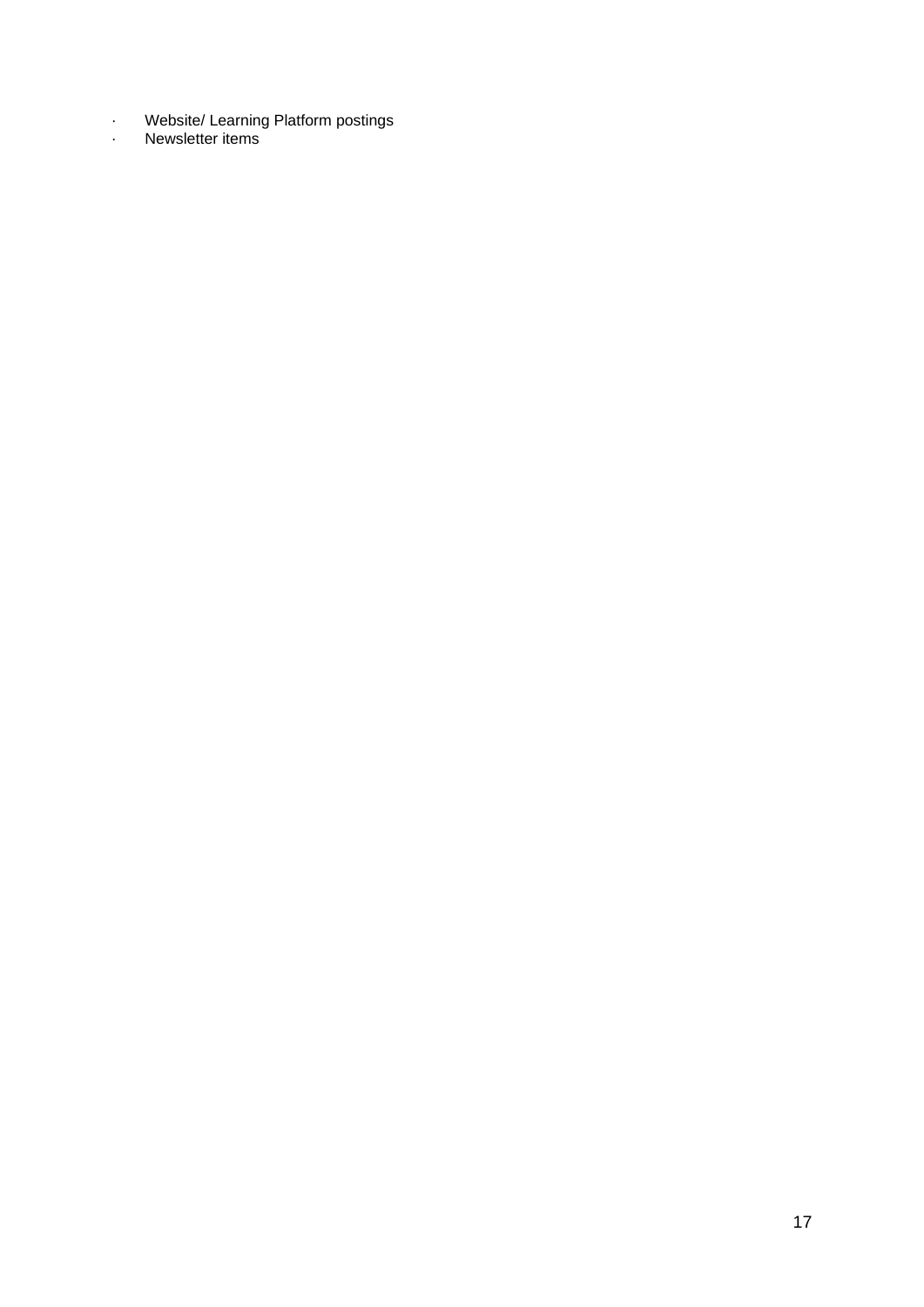- Website/ Learning Platform postings
- Newsletter items